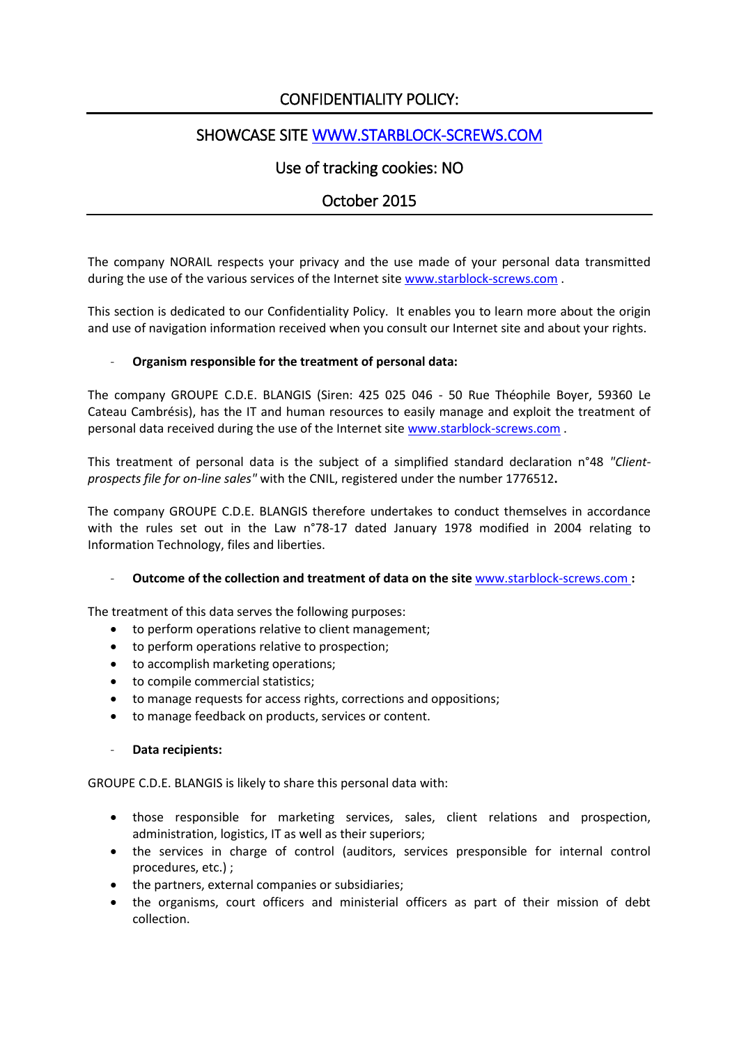# CONFIDENTIALITY POLICY:

## SHOWCASE SITE [WWW.STARBLOCK-SCREWS.COM](http://www.starblock-screws.com)

## Use of tracking cookies: NO

## October 2015

The company NORAIL respects your privacy and the use made of your personal data transmitted during the use of the various services of the Internet site [www.starblock-screws.com](http://www.starblock-screws.com) .

This section is dedicated to our Confidentiality Policy. It enables you to learn more about the origin and use of navigation information received when you consult our Internet site and about your rights.

- **Organism responsible for the treatment of personal data:**

The company GROUPE C.D.E. BLANGIS (Siren: 425 025 046 - 50 Rue Théophile Boyer, 59360 Le Cateau Cambrésis), has the IT and human resources to easily manage and exploit the treatment of personal data received during the use of the Internet site [www.starblock-screws.com](http://www.starblock-screws.com) .

This treatment of personal data is the subject of a simplified standard declaration n°48 *"Client-prospects file for on-line sales"* with the CNIL, registered under the number 1776512**.**

The company GROUPE C.D.E. BLANGIS therefore undertakes to conduct themselves in accordance with the rules set out in the Law n°78-17 dated January 1978 modified in 2004 relating to Information Technology, files and liberties.

- **Outcome of the collection and treatment of data on the site** [www.starblock-screws.com](http://www.starblock-screws.com) **:**

The treatment of this data serves the following purposes:

- to perform operations relative to client management;
- to perform operations relative to prospection;
- to accomplish marketing operations;
- to compile commercial statistics;
- to manage requests for access rights, corrections and oppositions;
- to manage feedback on products, services or content.

- **Data recipients:**

GROUPE C.D.E. BLANGIS is likely to share this personal data with:

- those responsible for marketing services, sales, client relations and prospection, administration, logistics, IT as well as their superiors;
- the services in charge of control (auditors, services presponsible for internal control procedures, etc.) ;
- the partners, external companies or subsidiaries;
- the organisms, court officers and ministerial officers as part of their mission of debt collection.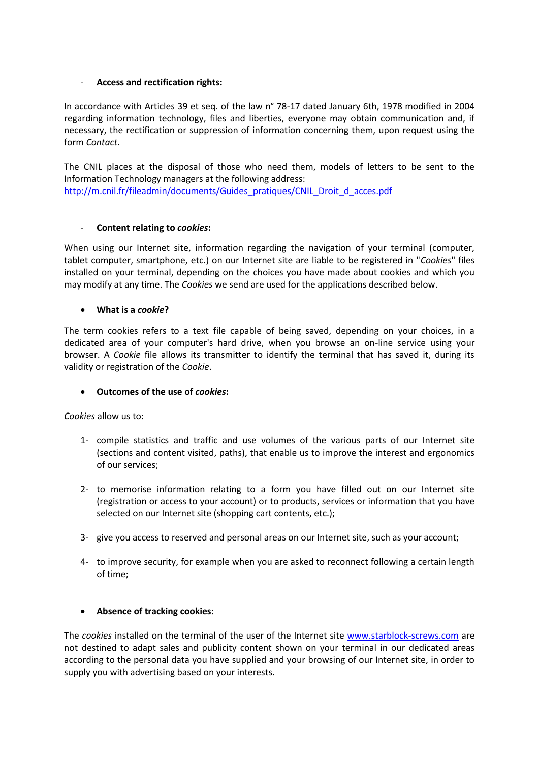- **Access and rectification rights:**

In accordance with Articles 39 et seq. of the law n° 78-17 dated January 6th, 1978 modified in 2004 regarding information technology, files and liberties, everyone may obtain communication and, if necessary, the rectification or suppression of information concerning them, upon request using the form *Contact*.

The CNIL places at the disposal of those who need them, models of letters to be sent to the Information Technology managers at the following address: [http://m.cnil.fr/fileadmin/documents/Guides_pratiques/CNIL_Droit_d_acces.pdf](http://m.cnil.fr/fileadmin/documents/Guides_pratiques/CNIL_Droit_d_acces.pdf)

- **Content relating to *cookies*:**

When using our Internet site, information regarding the navigation of your terminal (computer, tablet computer, smartphone, etc.) on our Internet site are liable to be registered in "*Cookies*" files installed on your terminal, depending on the choices you have made about cookies and which you may modify at any time. The *Cookies* we send are used for the applications described below.

- **What is a *cookie*?**

The term cookies refers to a text file capable of being saved, depending on your choices, in a dedicated area of your computer's hard drive, when you browse an on-line service using your browser. A *Cookie* file allows its transmitter to identify the terminal that has saved it, during its validity or registration of the *Cookie*.

- **Outcomes of the use of *cookies*:**

*Cookies* allow us to:

1- compile statistics and traffic and use volumes of the various parts of our Internet site (sections and content visited, paths), that enable us to improve the interest and ergonomics of our services;

2- to memorise information relating to a form you have filled out on our Internet site (registration or access to your account) or to products, services or information that you have selected on our Internet site (shopping cart contents, etc.);

3- give you access to reserved and personal areas on our Internet site, such as your account;

4- to improve security, for example when you are asked to reconnect following a certain length of time;

- **Absence of tracking cookies:**

The *cookies* installed on the terminal of the user of the Internet site [www.starblock-screws.com](http://www.starblock-screws.com) are not destined to adapt sales and publicity content shown on your terminal in our dedicated areas according to the personal data you have supplied and your browsing of our Internet site, in order to supply you with advertising based on your interests.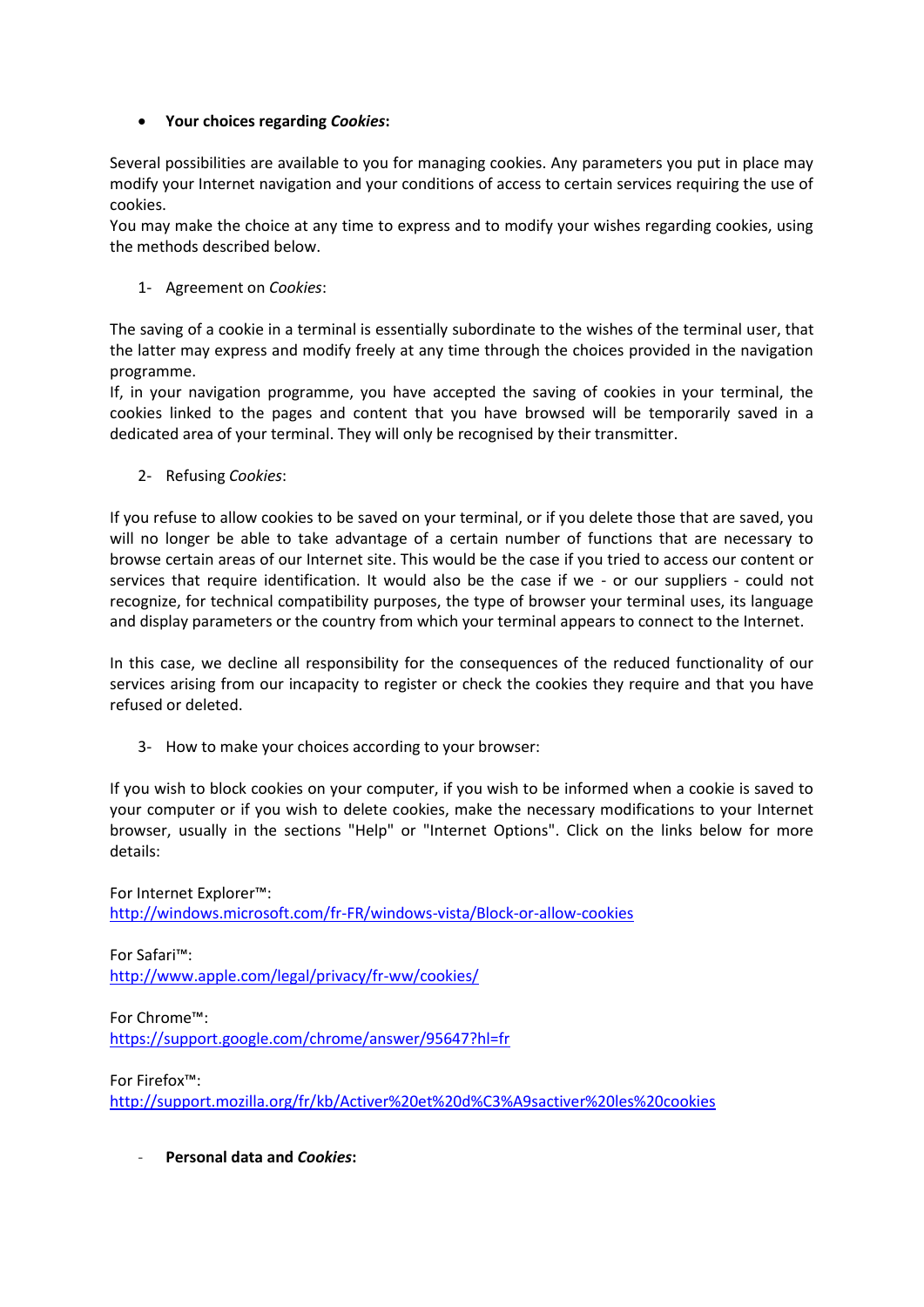- **Your choices regarding *Cookies*:**

Several possibilities are available to you for managing cookies. Any parameters you put in place may modify your Internet navigation and your conditions of access to certain services requiring the use of cookies.
You may make the choice at any time to express and to modify your wishes regarding cookies, using the methods described below.

1- Agreement on *Cookies*:

The saving of a cookie in a terminal is essentially subordinate to the wishes of the terminal user, that the latter may express and modify freely at any time through the choices provided in the navigation programme.
If, in your navigation programme, you have accepted the saving of cookies in your terminal, the cookies linked to the pages and content that you have browsed will be temporarily saved in a dedicated area of your terminal. They will only be recognised by their transmitter.

2- Refusing *Cookies*:

If you refuse to allow cookies to be saved on your terminal, or if you delete those that are saved, you will no longer be able to take advantage of a certain number of functions that are necessary to browse certain areas of our Internet site. This would be the case if you tried to access our content or services that require identification. It would also be the case if we - or our suppliers - could not recognize, for technical compatibility purposes, the type of browser your terminal uses, its language and display parameters or the country from which your terminal appears to connect to the Internet.

In this case, we decline all responsibility for the consequences of the reduced functionality of our services arising from our incapacity to register or check the cookies they require and that you have refused or deleted.

3- How to make your choices according to your browser:

If you wish to block cookies on your computer, if you wish to be informed when a cookie is saved to your computer or if you wish to delete cookies, make the necessary modifications to your Internet browser, usually in the sections "Help" or "Internet Options". Click on the links below for more details:

For Internet Explorer™:
http://windows.microsoft.com/fr-FR/windows-vista/Block-or-allow-cookies

For Safari™:
http://www.apple.com/legal/privacy/fr-ww/cookies/

For Chrome™:
https://support.google.com/chrome/answer/95647?hl=fr

For Firefox™:
http://support.mozilla.org/fr/kb/Activer%20et%20d%C3%A9sactiver%20les%20cookies

- **Personal data and *Cookies*:**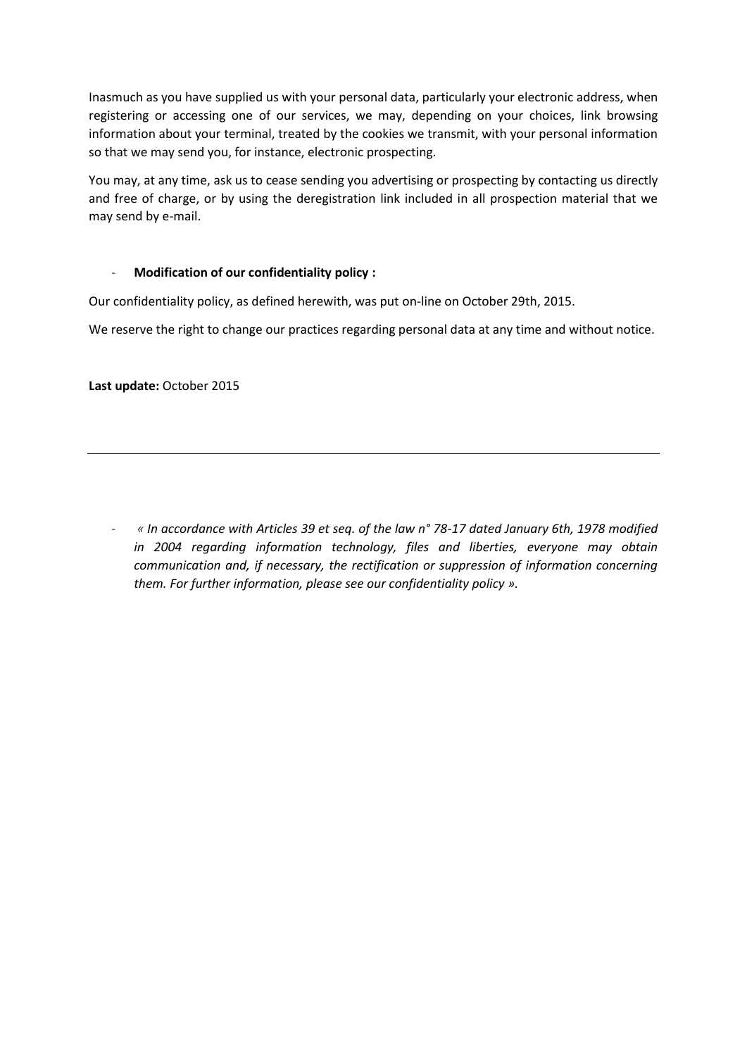Inasmuch as you have supplied us with your personal data, particularly your electronic address, when registering or accessing one of our services, we may, depending on your choices, link browsing information about your terminal, treated by the cookies we transmit, with your personal information so that we may send you, for instance, electronic prospecting.

You may, at any time, ask us to cease sending you advertising or prospecting by contacting us directly and free of charge, or by using the deregistration link included in all prospection material that we may send by e-mail.

- **Modification of our confidentiality policy :**

Our confidentiality policy, as defined herewith, was put on-line on October 29th, 2015.

We reserve the right to change our practices regarding personal data at any time and without notice.

**Last update:** October 2015

---

- *« In accordance with Articles 39 et seq. of the law n° 78-17 dated January 6th, 1978 modified in 2004 regarding information technology, files and liberties, everyone may obtain communication and, if necessary, the rectification or suppression of information concerning them. For further information, please see our confidentiality policy ».*